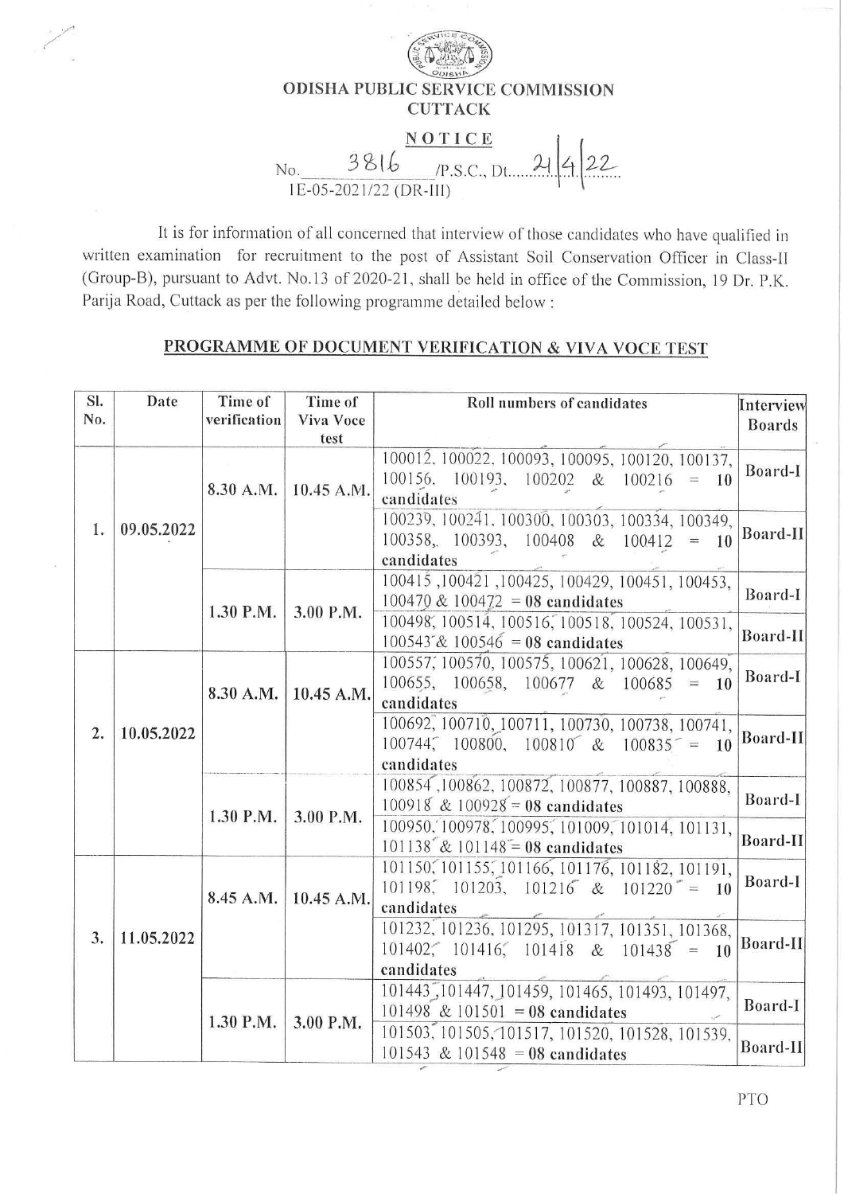# ODISHA PUBLIC SERVICE COMMISSION
## CUTTACK

**NOTICE**

No. 3816 /P.S.C., Dt. 21/4/22
1E-05-2021/22 (DR-III)

It is for information of all concerned that interview of those candidates who have qualified in written examination for recruitment to the post of Assistant Soil Conservation Officer in Class-II (Group-B), pursuant to Advt. No.13 of 2020-21, shall be held in office of the Commission, 19 Dr. P.K. Parija Road, Cuttack as per the following programme detailed below :

## PROGRAMME OF DOCUMENT VERIFICATION & VIVA VOCE TEST

| Sl. No. | Date | Time of verification | Time of Viva Voce test | Roll numbers of candidates | Interview Boards |
|---|---|---|---|---|---|
| 1. | 09.05.2022 | 8.30 A.M. | 10.45 A.M. | 100012, 100022, 100093, 100095, 100120, 100137, 100156, 100193, 100202 & 100216 = 10 candidates | Board-I |
| | | | | 100239, 100241, 100300, 100303, 100334, 100349, 100358, 100393, 100408 & 100412 = 10 candidates | Board-II |
| | | 1.30 P.M. | 3.00 P.M. | 100415, 100421, 100425, 100429, 100451, 100453, 100470 & 100472 = 08 candidates | Board-I |
| | | | | 100498, 100514, 100516, 100518, 100524, 100531, 100543 & 100546 = 08 candidates | Board-II |
| 2. | 10.05.2022 | 8.30 A.M. | 10.45 A.M. | 100557, 100570, 100575, 100621, 100628, 100649, 100655, 100658, 100677 & 100685 = 10 candidates | Board-I |
| | | | | 100692, 100710, 100711, 100730, 100738, 100741, 100744, 100800, 100810 & 100835 = 10 candidates | Board-II |
| | | 1.30 P.M. | 3.00 P.M. | 100854, 100862, 100872, 100877, 100887, 100888, 100918 & 100928 = 08 candidates | Board-I |
| | | | | 100950, 100978, 100995, 101009, 101014, 101131, 101138 & 101148 = 08 candidates | Board-II |
| 3. | 11.05.2022 | 8.45 A.M. | 10.45 A.M. | 101150, 101155, 101166, 101176, 101182, 101191, 101198, 101203, 101216 & 101220 = 10 candidates | Board-I |
| | | | | 101232, 101236, 101295, 101317, 101351, 101368, 101402, 101416, 101418 & 101438 = 10 candidates | Board-II |
| | | 1.30 P.M. | 3.00 P.M. | 101443, 101447, 101459, 101465, 101493, 101497, 101498 & 101501 = 08 candidates | Board-I |
| | | | | 101503, 101505, 101517, 101520, 101528, 101539, 101543 & 101548 = 08 candidates | Board-II |

PTO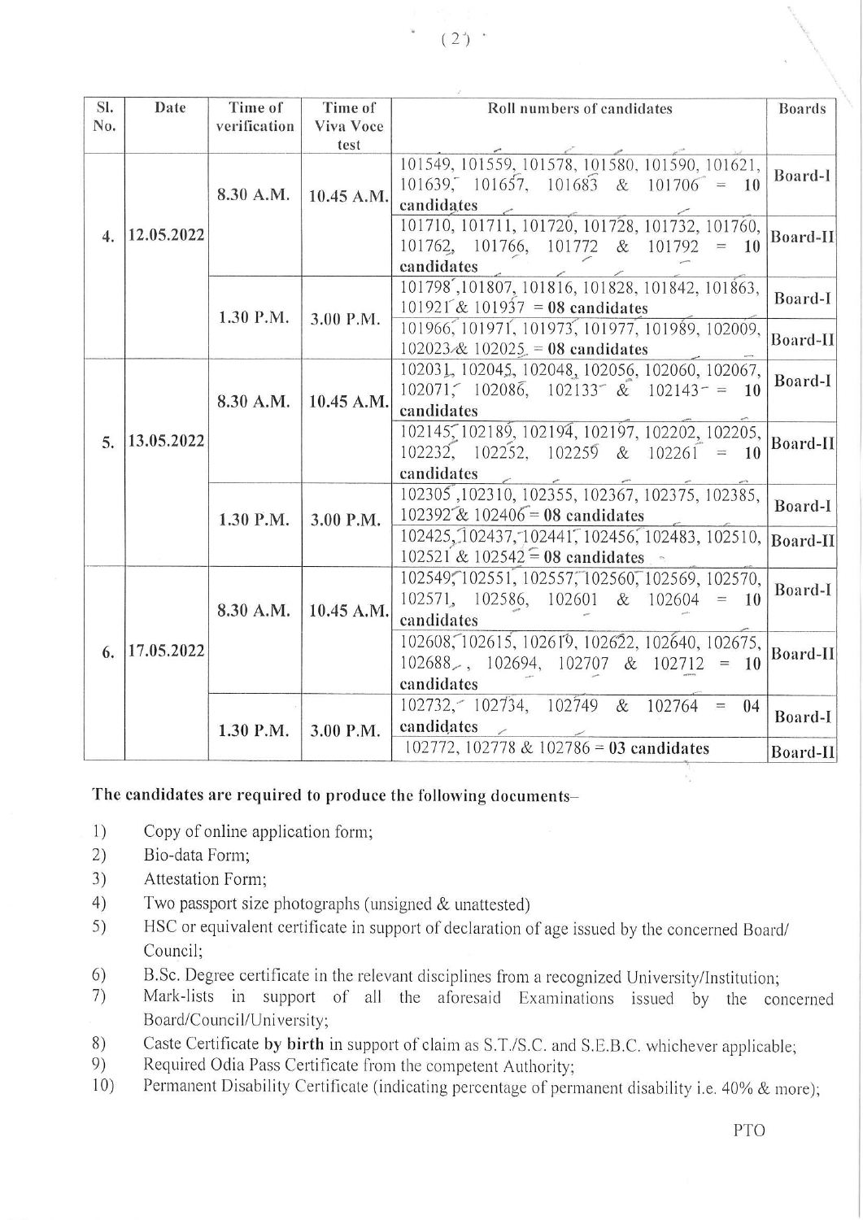| Sl. No. | Date | Time of verification | Time of Viva Voce test | Roll numbers of candidates | Boards |
|---|---|---|---|---|---|
| 4. | 12.05.2022 | 8.30 A.M. | 10.45 A.M. | 101549, 101559, 101578, 101580, 101590, 101621, 101639, 101657, 101683 & 101706 = **10 candidates** | Board-I |
| | | | | 101710, 101711, 101720, 101728, 101732, 101760, 101762, 101766, 101772 & 101792 = **10 candidates** | Board-II |
| | | 1.30 P.M. | 3.00 P.M. | 101798, 101807, 101816, 101828, 101842, 101863, 101921 & 101937 = **08 candidates** | Board-I |
| | | | | 101966, 101971, 101973, 101977, 101989, 102009, 102023 & 102025 = **08 candidates** | Board-II |
| 5. | 13.05.2022 | 8.30 A.M. | 10.45 A.M. | 102031, 102045, 102048, 102056, 102060, 102067, 102071, 102086, 102133 & 102143 = **10 candidates** | Board-I |
| | | | | 102145, 102189, 102194, 102197, 102202, 102205, 102232, 102252, 102259 & 102261 = **10 candidates** | Board-II |
| | | 1.30 P.M. | 3.00 P.M. | 102305, 102310, 102355, 102367, 102375, 102385, 102392 & 102406 = **08 candidates** | Board-I |
| | | | | 102425, 102437, 102441, 102456, 102483, 102510, 102521 & 102542 = **08 candidates** | Board-II |
| 6. | 17.05.2022 | 8.30 A.M. | 10.45 A.M. | 102549, 102551, 102557, 102560, 102569, 102570, 102571, 102586, 102601 & 102604 = **10 candidates** | Board-I |
| | | | | 102608, 102615, 102619, 102622, 102640, 102675, 102688, 102694, 102707 & 102712 = **10 candidates** | Board-II |
| | | 1.30 P.M. | 3.00 P.M. | 102732, 102734, 102749 & 102764 = **04 candidates** | Board-I |
| | | | | 102772, 102778 & 102786 = **03 candidates** | Board-II |

**The candidates are required to produce the following documents–**

1) Copy of online application form;
2) Bio-data Form;
3) Attestation Form;
4) Two passport size photographs (unsigned & unattested)
5) HSC or equivalent certificate in support of declaration of age issued by the concerned Board/ Council;
6) B.Sc. Degree certificate in the relevant disciplines from a recognized University/Institution;
7) Mark-lists in support of all the aforesaid Examinations issued by the concerned Board/Council/University;
8) Caste Certificate **by birth** in support of claim as S.T./S.C. and S.E.B.C. whichever applicable;
9) Required Odia Pass Certificate from the competent Authority;
10) Permanent Disability Certificate (indicating percentage of permanent disability i.e. 40% & more);

PTO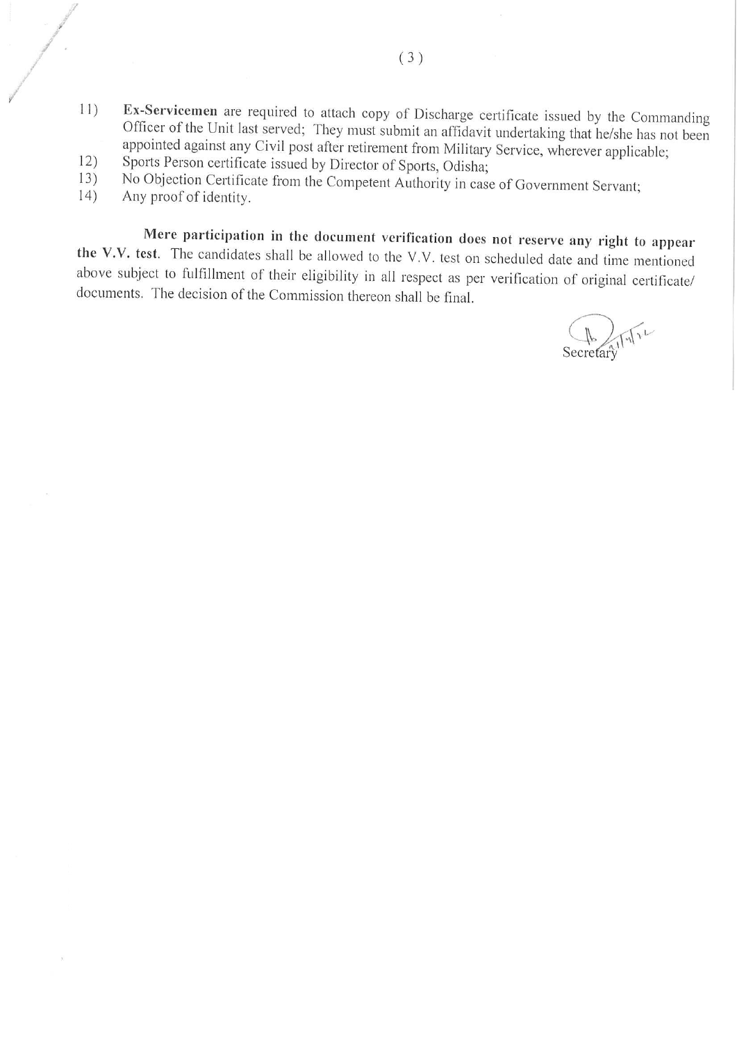11) **Ex-Servicemen** are required to attach copy of Discharge certificate issued by the Commanding Officer of the Unit last served; They must submit an affidavit undertaking that he/she has not been appointed against any Civil post after retirement from Military Service, wherever applicable;

12) Sports Person certificate issued by Director of Sports, Odisha;

13) No Objection Certificate from the Competent Authority in case of Government Servant;

14) Any proof of identity.

**Mere participation in the document verification does not reserve any right to appear the V.V. test.** The candidates shall be allowed to the V.V. test on scheduled date and time mentioned above subject to fulfillment of their eligibility in all respect as per verification of original certificate/ documents. The decision of the Commission thereon shall be final.

Secretary